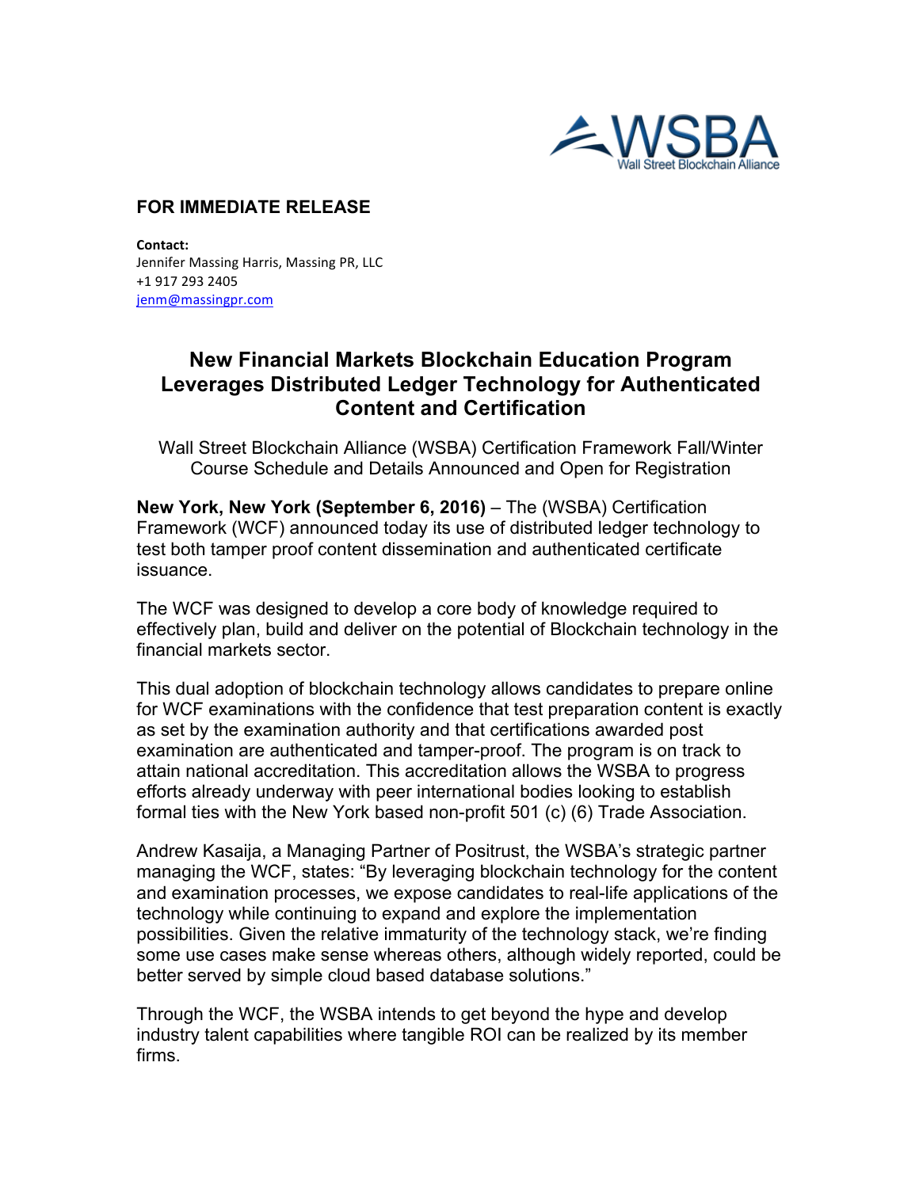WSBA
Wall Street Blockchain Alliance

**FOR IMMEDIATE RELEASE**

**Contact:**
Jennifer Massing Harris, Massing PR, LLC
+1 917 293 2405
jenm@massingpr.com

# New Financial Markets Blockchain Education Program Leverages Distributed Ledger Technology for Authenticated Content and Certification

Wall Street Blockchain Alliance (WSBA) Certification Framework Fall/Winter Course Schedule and Details Announced and Open for Registration

**New York, New York (September 6, 2016)** – The (WSBA) Certification Framework (WCF) announced today its use of distributed ledger technology to test both tamper proof content dissemination and authenticated certificate issuance.

The WCF was designed to develop a core body of knowledge required to effectively plan, build and deliver on the potential of Blockchain technology in the financial markets sector.

This dual adoption of blockchain technology allows candidates to prepare online for WCF examinations with the confidence that test preparation content is exactly as set by the examination authority and that certifications awarded post examination are authenticated and tamper-proof. The program is on track to attain national accreditation. This accreditation allows the WSBA to progress efforts already underway with peer international bodies looking to establish formal ties with the New York based non-profit 501 (c) (6) Trade Association.

Andrew Kasaija, a Managing Partner of Positrust, the WSBA's strategic partner managing the WCF, states: "By leveraging blockchain technology for the content and examination processes, we expose candidates to real-life applications of the technology while continuing to expand and explore the implementation possibilities. Given the relative immaturity of the technology stack, we're finding some use cases make sense whereas others, although widely reported, could be better served by simple cloud based database solutions."

Through the WCF, the WSBA intends to get beyond the hype and develop industry talent capabilities where tangible ROI can be realized by its member firms.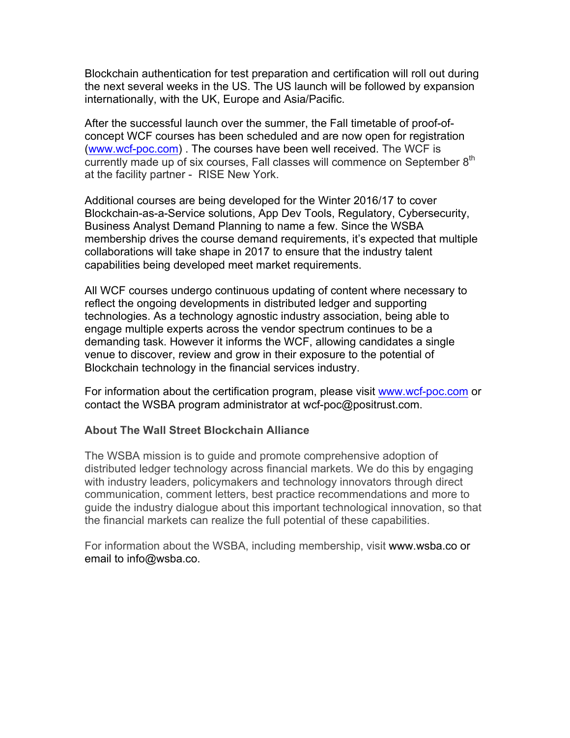Blockchain authentication for test preparation and certification will roll out during the next several weeks in the US. The US launch will be followed by expansion internationally, with the UK, Europe and Asia/Pacific.

After the successful launch over the summer, the Fall timetable of proof-of-concept WCF courses has been scheduled and are now open for registration (www.wcf-poc.com) . The courses have been well received. The WCF is currently made up of six courses, Fall classes will commence on September 8th at the facility partner - RISE New York.

Additional courses are being developed for the Winter 2016/17 to cover Blockchain-as-a-Service solutions, App Dev Tools, Regulatory, Cybersecurity, Business Analyst Demand Planning to name a few. Since the WSBA membership drives the course demand requirements, it's expected that multiple collaborations will take shape in 2017 to ensure that the industry talent capabilities being developed meet market requirements.

All WCF courses undergo continuous updating of content where necessary to reflect the ongoing developments in distributed ledger and supporting technologies. As a technology agnostic industry association, being able to engage multiple experts across the vendor spectrum continues to be a demanding task. However it informs the WCF, allowing candidates a single venue to discover, review and grow in their exposure to the potential of Blockchain technology in the financial services industry.

For information about the certification program, please visit www.wcf-poc.com or contact the WSBA program administrator at wcf-poc@positrust.com.

**About The Wall Street Blockchain Alliance**

The WSBA mission is to guide and promote comprehensive adoption of distributed ledger technology across financial markets. We do this by engaging with industry leaders, policymakers and technology innovators through direct communication, comment letters, best practice recommendations and more to guide the industry dialogue about this important technological innovation, so that the financial markets can realize the full potential of these capabilities.

For information about the WSBA, including membership, visit www.wsba.co or email to info@wsba.co.